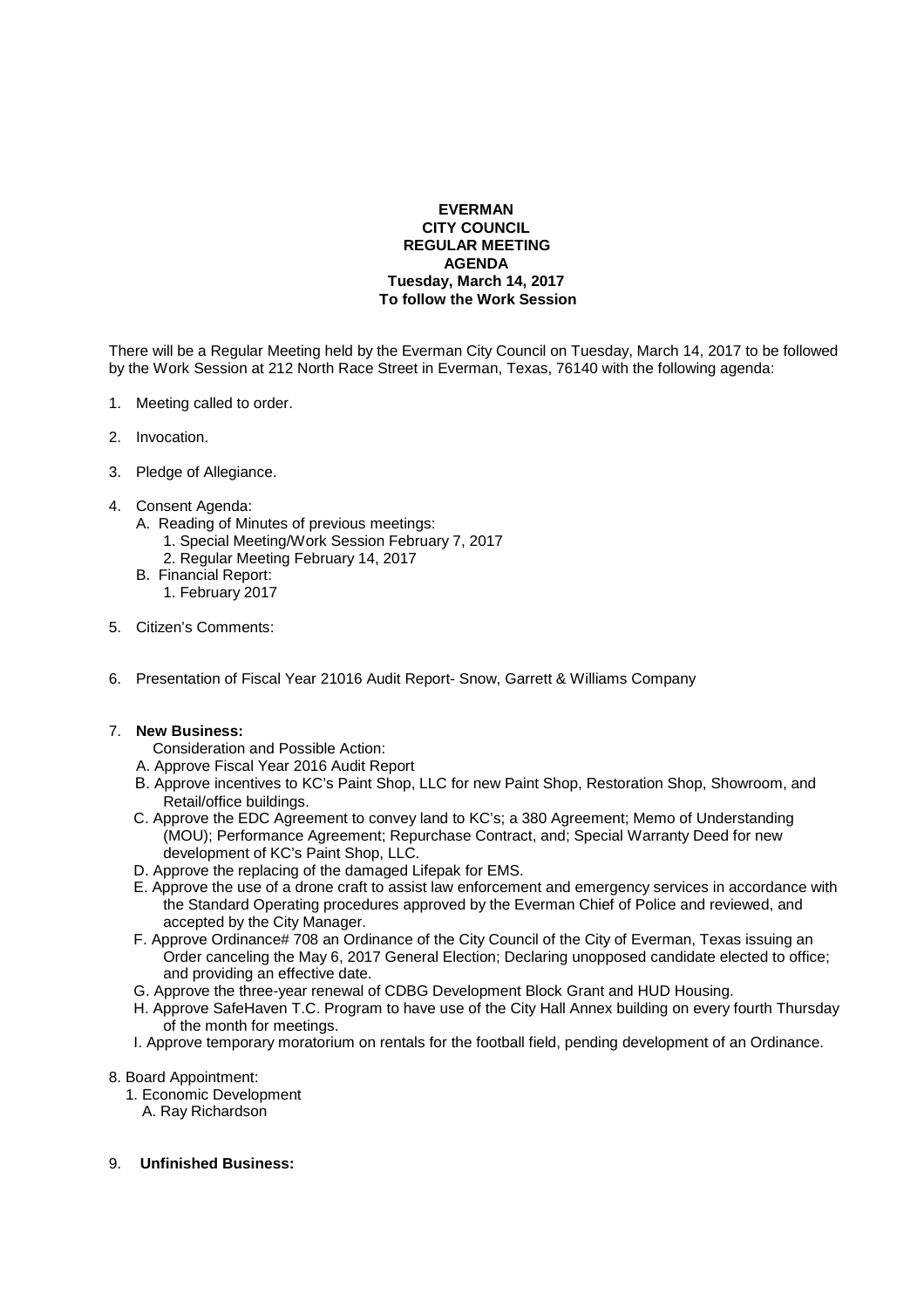**EVERMAN**
**CITY COUNCIL**
**REGULAR MEETING**
**AGENDA**
**Tuesday, March 14, 2017**
**To follow the Work Session**

There will be a Regular Meeting held by the Everman City Council on Tuesday, March 14, 2017 to be followed by the Work Session at 212 North Race Street in Everman, Texas, 76140 with the following agenda:

1. Meeting called to order.

2. Invocation.

3. Pledge of Allegiance.

4. Consent Agenda:
   - A. Reading of Minutes of previous meetings:
     1. Special Meeting/Work Session February 7, 2017
     2. Regular Meeting February 14, 2017
   - B. Financial Report:
     1. February 2017

5. Citizen's Comments:

6. Presentation of Fiscal Year 21016 Audit Report- Snow, Garrett & Williams Company

7. **New Business:**

   Consideration and Possible Action:
   - A. Approve Fiscal Year 2016 Audit Report
   - B. Approve incentives to KC's Paint Shop, LLC for new Paint Shop, Restoration Shop, Showroom, and Retail/office buildings.
   - C. Approve the EDC Agreement to convey land to KC's; a 380 Agreement; Memo of Understanding (MOU); Performance Agreement; Repurchase Contract, and; Special Warranty Deed for new development of KC's Paint Shop, LLC.
   - D. Approve the replacing of the damaged Lifepak for EMS.
   - E. Approve the use of a drone craft to assist law enforcement and emergency services in accordance with the Standard Operating procedures approved by the Everman Chief of Police and reviewed, and accepted by the City Manager.
   - F. Approve Ordinance# 708 an Ordinance of the City Council of the City of Everman, Texas issuing an Order canceling the May 6, 2017 General Election; Declaring unopposed candidate elected to office; and providing an effective date.
   - G. Approve the three-year renewal of CDBG Development Block Grant and HUD Housing.
   - H. Approve SafeHaven T.C. Program to have use of the City Hall Annex building on every fourth Thursday of the month for meetings.
   - I. Approve temporary moratorium on rentals for the football field, pending development of an Ordinance.

8. Board Appointment:
   1. Economic Development
      - A. Ray Richardson

9. **Unfinished Business:**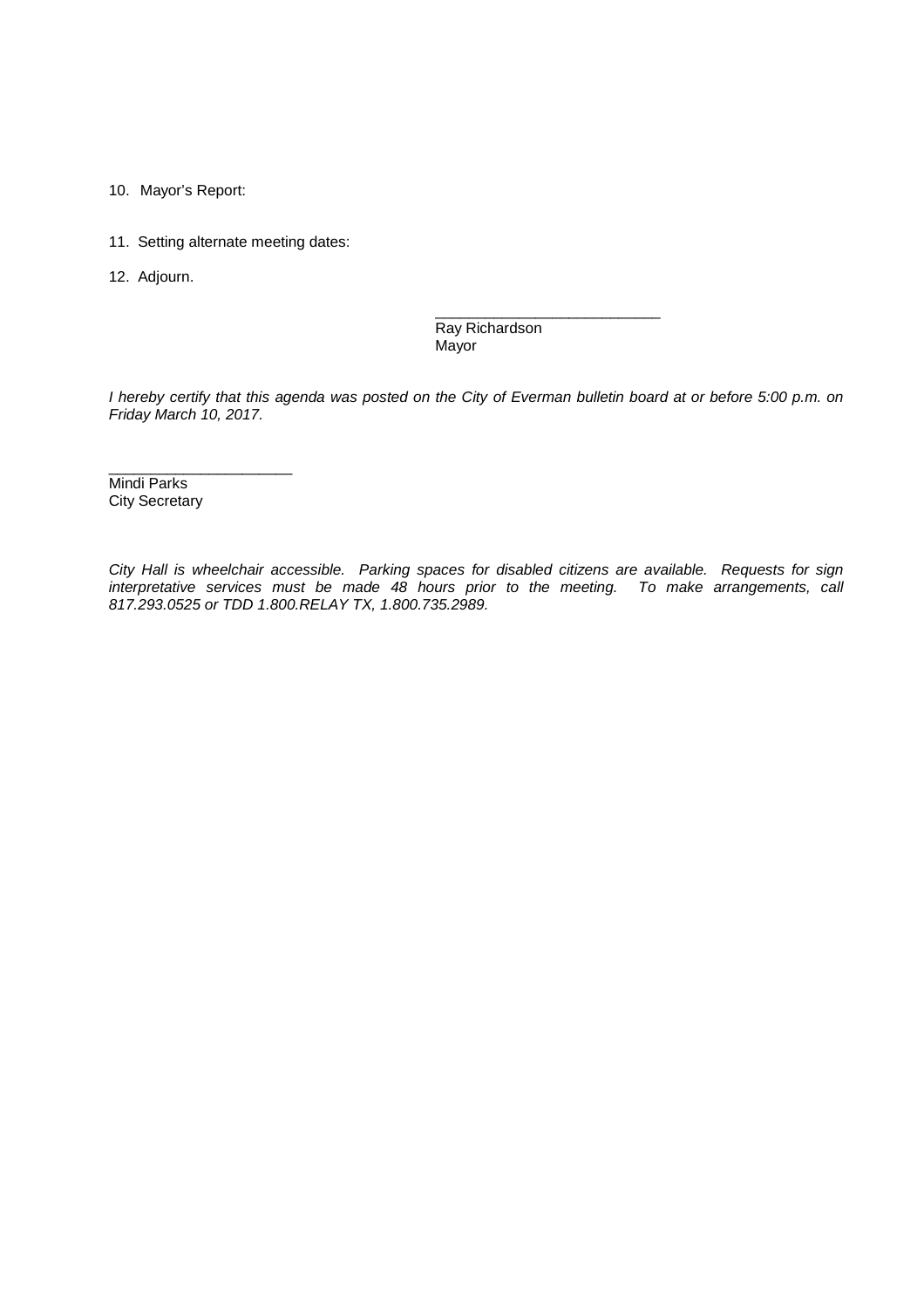10. Mayor's Report:

11. Setting alternate meeting dates:

12. Adjourn.

\_\_\_\_\_\_\_\_\_\_\_\_\_\_\_\_\_\_\_\_\_\_\_\_\_\_\_
Ray Richardson
Mayor

*I hereby certify that this agenda was posted on the City of Everman bulletin board at or before 5:00 p.m. on Friday March 10, 2017.*

\_\_\_\_\_\_\_\_\_\_\_\_\_\_\_\_\_\_\_\_\_\_
Mindi Parks
City Secretary

*City Hall is wheelchair accessible. Parking spaces for disabled citizens are available. Requests for sign interpretative services must be made 48 hours prior to the meeting. To make arrangements, call 817.293.0525 or TDD 1.800.RELAY TX, 1.800.735.2989.*